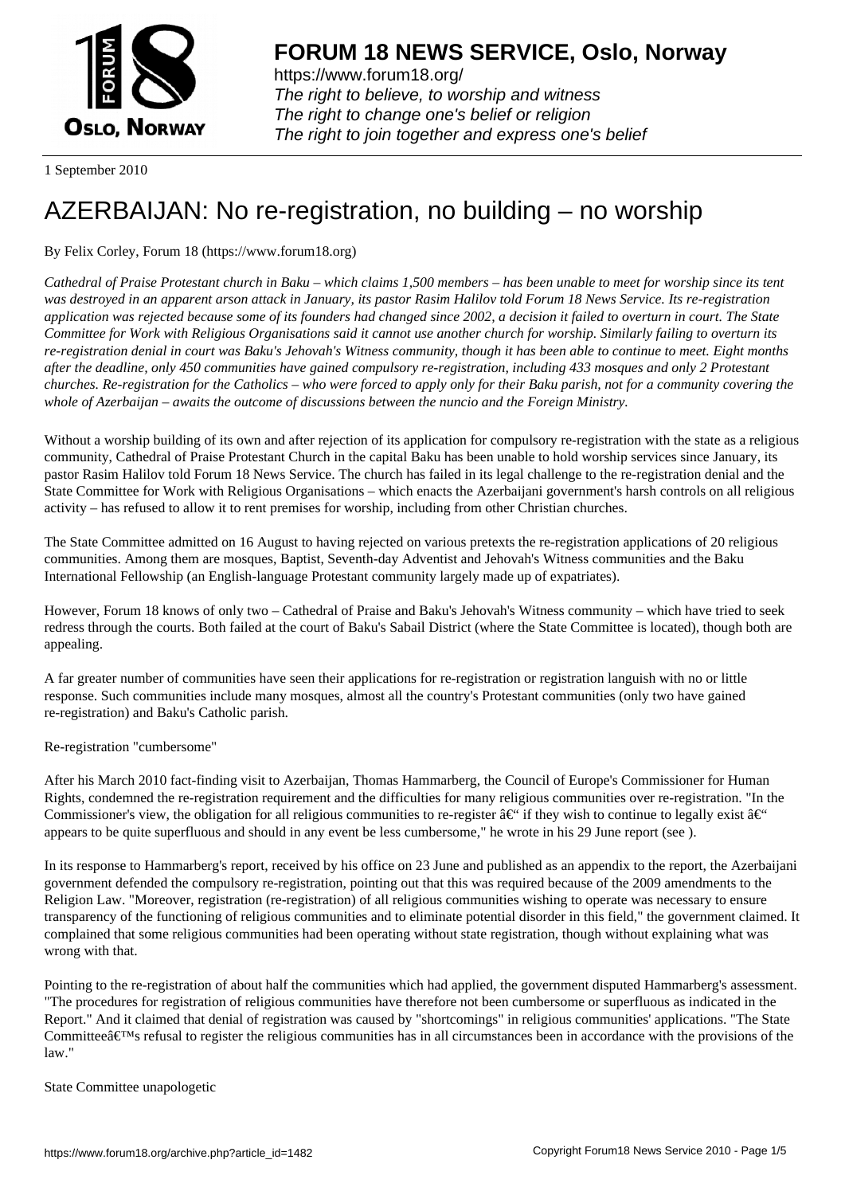# FORUM 18 NEWS SERVICE, Oslo, Norway

https://www.forum18.org/
*The right to believe, to worship and witness*
*The right to change one's belief or religion*
*The right to join together and express one's belief*

1 September 2010

# AZERBAIJAN: No re-registration, no building – no worship

By Felix Corley, Forum 18 (https://www.forum18.org)

*Cathedral of Praise Protestant church in Baku – which claims 1,500 members – has been unable to meet for worship since its tent was destroyed in an apparent arson attack in January, its pastor Rasim Halilov told Forum 18 News Service. Its re-registration application was rejected because some of its founders had changed since 2002, a decision it failed to overturn in court. The State Committee for Work with Religious Organisations said it cannot use another church for worship. Similarly failing to overturn its re-registration denial in court was Baku's Jehovah's Witness community, though it has been able to continue to meet. Eight months after the deadline, only 450 communities have gained compulsory re-registration, including 433 mosques and only 2 Protestant churches. Re-registration for the Catholics – who were forced to apply only for their Baku parish, not for a community covering the whole of Azerbaijan – awaits the outcome of discussions between the nuncio and the Foreign Ministry.*

Without a worship building of its own and after rejection of its application for compulsory re-registration with the state as a religious community, Cathedral of Praise Protestant Church in the capital Baku has been unable to hold worship services since January, its pastor Rasim Halilov told Forum 18 News Service. The church has failed in its legal challenge to the re-registration denial and the State Committee for Work with Religious Organisations – which enacts the Azerbaijani government's harsh controls on all religious activity – has refused to allow it to rent premises for worship, including from other Christian churches.

The State Committee admitted on 16 August to having rejected on various pretexts the re-registration applications of 20 religious communities. Among them are mosques, Baptist, Seventh-day Adventist and Jehovah's Witness communities and the Baku International Fellowship (an English-language Protestant community largely made up of expatriates).

However, Forum 18 knows of only two – Cathedral of Praise and Baku's Jehovah's Witness community – which have tried to seek redress through the courts. Both failed at the court of Baku's Sabail District (where the State Committee is located), though both are appealing.

A far greater number of communities have seen their applications for re-registration or registration languish with no or little response. Such communities include many mosques, almost all the country's Protestant communities (only two have gained re-registration) and Baku's Catholic parish.

Re-registration "cumbersome"

After his March 2010 fact-finding visit to Azerbaijan, Thomas Hammarberg, the Council of Europe's Commissioner for Human Rights, condemned the re-registration requirement and the difficulties for many religious communities over re-registration. "In the Commissioner's view, the obligation for all religious communities to re-register â€“ if they wish to continue to legally exist â€“ appears to be quite superfluous and should in any event be less cumbersome," he wrote in his 29 June report (see ).

In its response to Hammarberg's report, received by his office on 23 June and published as an appendix to the report, the Azerbaijani government defended the compulsory re-registration, pointing out that this was required because of the 2009 amendments to the Religion Law. "Moreover, registration (re-registration) of all religious communities wishing to operate was necessary to ensure transparency of the functioning of religious communities and to eliminate potential disorder in this field," the government claimed. It complained that some religious communities had been operating without state registration, though without explaining what was wrong with that.

Pointing to the re-registration of about half the communities which had applied, the government disputed Hammarberg's assessment. "The procedures for registration of religious communities have therefore not been cumbersome or superfluous as indicated in the Report." And it claimed that denial of registration was caused by "shortcomings" in religious communities' applications. "The State Committeeâ€™s refusal to register the religious communities has in all circumstances been in accordance with the provisions of the law."

State Committee unapologetic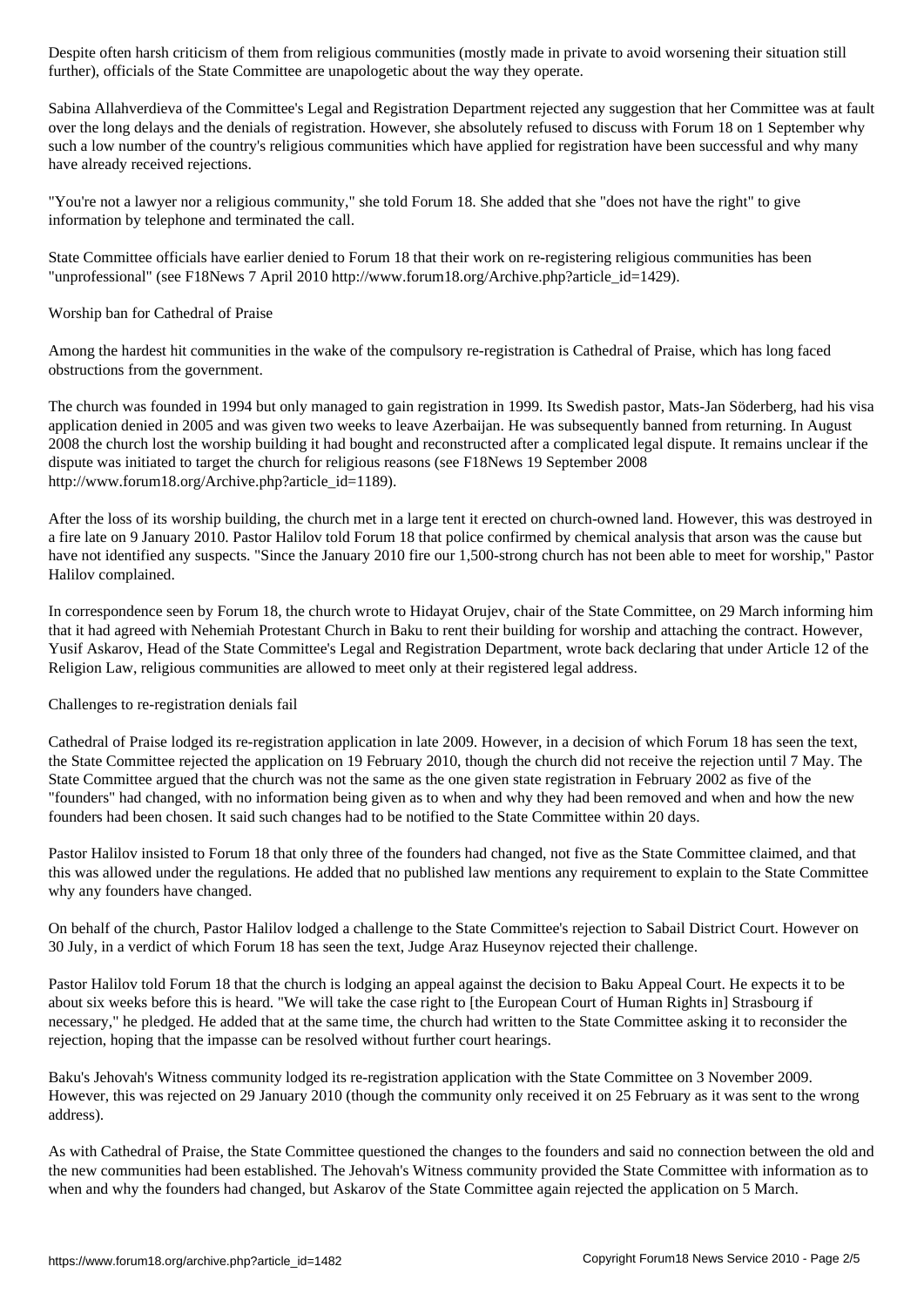Despite often harsh criticism of them from religious communities (mostly made in private to avoid worsening their situation still further), officials of the State Committee are unapologetic about the way they operate.

Sabina Allahverdieva of the Committee's Legal and Registration Department rejected any suggestion that her Committee was at fault over the long delays and the denials of registration. However, she absolutely refused to discuss with Forum 18 on 1 September why such a low number of the country's religious communities which have applied for registration have been successful and why many have already received rejections.

"You're not a lawyer nor a religious community," she told Forum 18. She added that she "does not have the right" to give information by telephone and terminated the call.

State Committee officials have earlier denied to Forum 18 that their work on re-registering religious communities has been "unprofessional" (see F18News 7 April 2010 http://www.forum18.org/Archive.php?article_id=1429).

## Worship ban for Cathedral of Praise

Among the hardest hit communities in the wake of the compulsory re-registration is Cathedral of Praise, which has long faced obstructions from the government.

The church was founded in 1994 but only managed to gain registration in 1999. Its Swedish pastor, Mats-Jan Söderberg, had his visa application denied in 2005 and was given two weeks to leave Azerbaijan. He was subsequently banned from returning. In August 2008 the church lost the worship building it had bought and reconstructed after a complicated legal dispute. It remains unclear if the dispute was initiated to target the church for religious reasons (see F18News 19 September 2008 http://www.forum18.org/Archive.php?article_id=1189).

After the loss of its worship building, the church met in a large tent it erected on church-owned land. However, this was destroyed in a fire late on 9 January 2010. Pastor Halilov told Forum 18 that police confirmed by chemical analysis that arson was the cause but have not identified any suspects. "Since the January 2010 fire our 1,500-strong church has not been able to meet for worship," Pastor Halilov complained.

In correspondence seen by Forum 18, the church wrote to Hidayat Orujev, chair of the State Committee, on 29 March informing him that it had agreed with Nehemiah Protestant Church in Baku to rent their building for worship and attaching the contract. However, Yusif Askarov, Head of the State Committee's Legal and Registration Department, wrote back declaring that under Article 12 of the Religion Law, religious communities are allowed to meet only at their registered legal address.

## Challenges to re-registration denials fail

Cathedral of Praise lodged its re-registration application in late 2009. However, in a decision of which Forum 18 has seen the text, the State Committee rejected the application on 19 February 2010, though the church did not receive the rejection until 7 May. The State Committee argued that the church was not the same as the one given state registration in February 2002 as five of the "founders" had changed, with no information being given as to when and why they had been removed and when and how the new founders had been chosen. It said such changes had to be notified to the State Committee within 20 days.

Pastor Halilov insisted to Forum 18 that only three of the founders had changed, not five as the State Committee claimed, and that this was allowed under the regulations. He added that no published law mentions any requirement to explain to the State Committee why any founders have changed.

On behalf of the church, Pastor Halilov lodged a challenge to the State Committee's rejection to Sabail District Court. However on 30 July, in a verdict of which Forum 18 has seen the text, Judge Araz Huseynov rejected their challenge.

Pastor Halilov told Forum 18 that the church is lodging an appeal against the decision to Baku Appeal Court. He expects it to be about six weeks before this is heard. "We will take the case right to [the European Court of Human Rights in] Strasbourg if necessary," he pledged. He added that at the same time, the church had written to the State Committee asking it to reconsider the rejection, hoping that the impasse can be resolved without further court hearings.

Baku's Jehovah's Witness community lodged its re-registration application with the State Committee on 3 November 2009. However, this was rejected on 29 January 2010 (though the community only received it on 25 February as it was sent to the wrong address).

As with Cathedral of Praise, the State Committee questioned the changes to the founders and said no connection between the old and the new communities had been established. The Jehovah's Witness community provided the State Committee with information as to when and why the founders had changed, but Askarov of the State Committee again rejected the application on 5 March.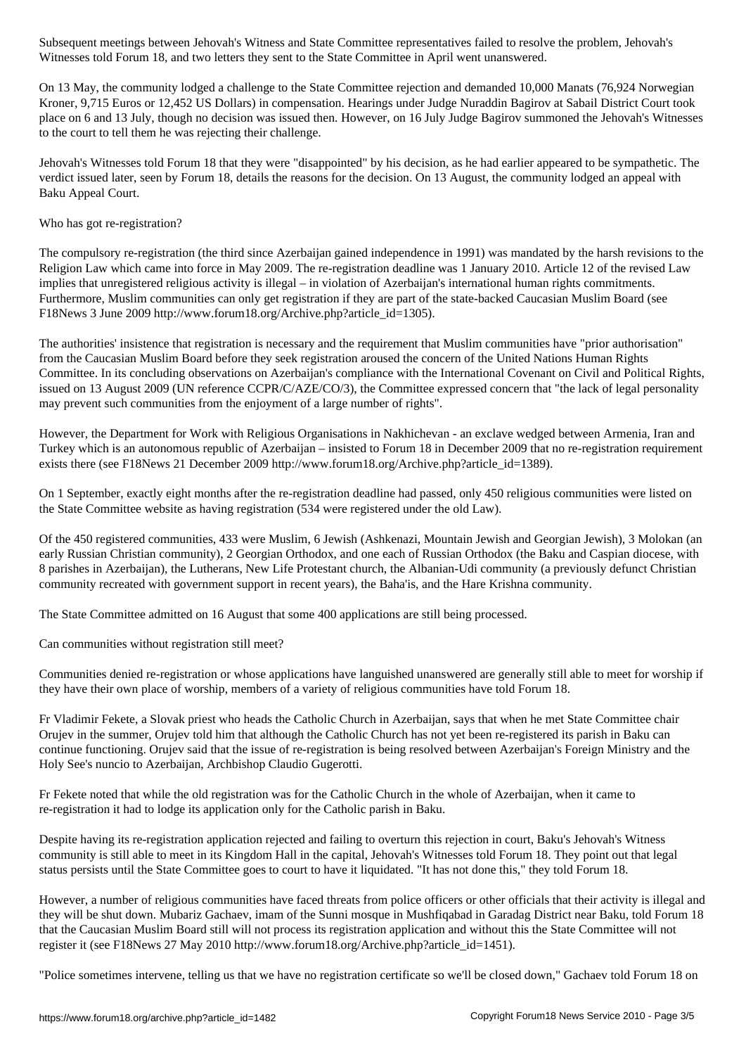Subsequent meetings between Jehovah's Witness and State Committee representatives failed to resolve the problem, Jehovah's Witnesses told Forum 18, and two letters they sent to the State Committee in April went unanswered.

On 13 May, the community lodged a challenge to the State Committee rejection and demanded 10,000 Manats (76,924 Norwegian Kroner, 9,715 Euros or 12,452 US Dollars) in compensation. Hearings under Judge Nuraddin Bagirov at Sabail District Court took place on 6 and 13 July, though no decision was issued then. However, on 16 July Judge Bagirov summoned the Jehovah's Witnesses to the court to tell them he was rejecting their challenge.

Jehovah's Witnesses told Forum 18 that they were "disappointed" by his decision, as he had earlier appeared to be sympathetic. The verdict issued later, seen by Forum 18, details the reasons for the decision. On 13 August, the community lodged an appeal with Baku Appeal Court.

## Who has got re-registration?

The compulsory re-registration (the third since Azerbaijan gained independence in 1991) was mandated by the harsh revisions to the Religion Law which came into force in May 2009. The re-registration deadline was 1 January 2010. Article 12 of the revised Law implies that unregistered religious activity is illegal – in violation of Azerbaijan's international human rights commitments. Furthermore, Muslim communities can only get registration if they are part of the state-backed Caucasian Muslim Board (see F18News 3 June 2009 http://www.forum18.org/Archive.php?article_id=1305).

The authorities' insistence that registration is necessary and the requirement that Muslim communities have "prior authorisation" from the Caucasian Muslim Board before they seek registration aroused the concern of the United Nations Human Rights Committee. In its concluding observations on Azerbaijan's compliance with the International Covenant on Civil and Political Rights, issued on 13 August 2009 (UN reference CCPR/C/AZE/CO/3), the Committee expressed concern that "the lack of legal personality may prevent such communities from the enjoyment of a large number of rights".

However, the Department for Work with Religious Organisations in Nakhichevan - an exclave wedged between Armenia, Iran and Turkey which is an autonomous republic of Azerbaijan – insisted to Forum 18 in December 2009 that no re-registration requirement exists there (see F18News 21 December 2009 http://www.forum18.org/Archive.php?article_id=1389).

On 1 September, exactly eight months after the re-registration deadline had passed, only 450 religious communities were listed on the State Committee website as having registration (534 were registered under the old Law).

Of the 450 registered communities, 433 were Muslim, 6 Jewish (Ashkenazi, Mountain Jewish and Georgian Jewish), 3 Molokan (an early Russian Christian community), 2 Georgian Orthodox, and one each of Russian Orthodox (the Baku and Caspian diocese, with 8 parishes in Azerbaijan), the Lutherans, New Life Protestant church, the Albanian-Udi community (a previously defunct Christian community recreated with government support in recent years), the Baha'is, and the Hare Krishna community.

The State Committee admitted on 16 August that some 400 applications are still being processed.

## Can communities without registration still meet?

Communities denied re-registration or whose applications have languished unanswered are generally still able to meet for worship if they have their own place of worship, members of a variety of religious communities have told Forum 18.

Fr Vladimir Fekete, a Slovak priest who heads the Catholic Church in Azerbaijan, says that when he met State Committee chair Orujev in the summer, Orujev told him that although the Catholic Church has not yet been re-registered its parish in Baku can continue functioning. Orujev said that the issue of re-registration is being resolved between Azerbaijan's Foreign Ministry and the Holy See's nuncio to Azerbaijan, Archbishop Claudio Gugerotti.

Fr Fekete noted that while the old registration was for the Catholic Church in the whole of Azerbaijan, when it came to re-registration it had to lodge its application only for the Catholic parish in Baku.

Despite having its re-registration application rejected and failing to overturn this rejection in court, Baku's Jehovah's Witness community is still able to meet in its Kingdom Hall in the capital, Jehovah's Witnesses told Forum 18. They point out that legal status persists until the State Committee goes to court to have it liquidated. "It has not done this," they told Forum 18.

However, a number of religious communities have faced threats from police officers or other officials that their activity is illegal and they will be shut down. Mubariz Gachaev, imam of the Sunni mosque in Mushfiqabad in Garadag District near Baku, told Forum 18 that the Caucasian Muslim Board still will not process its registration application and without this the State Committee will not register it (see F18News 27 May 2010 http://www.forum18.org/Archive.php?article_id=1451).

"Police sometimes intervene, telling us that we have no registration certificate so we'll be closed down," Gachaev told Forum 18 on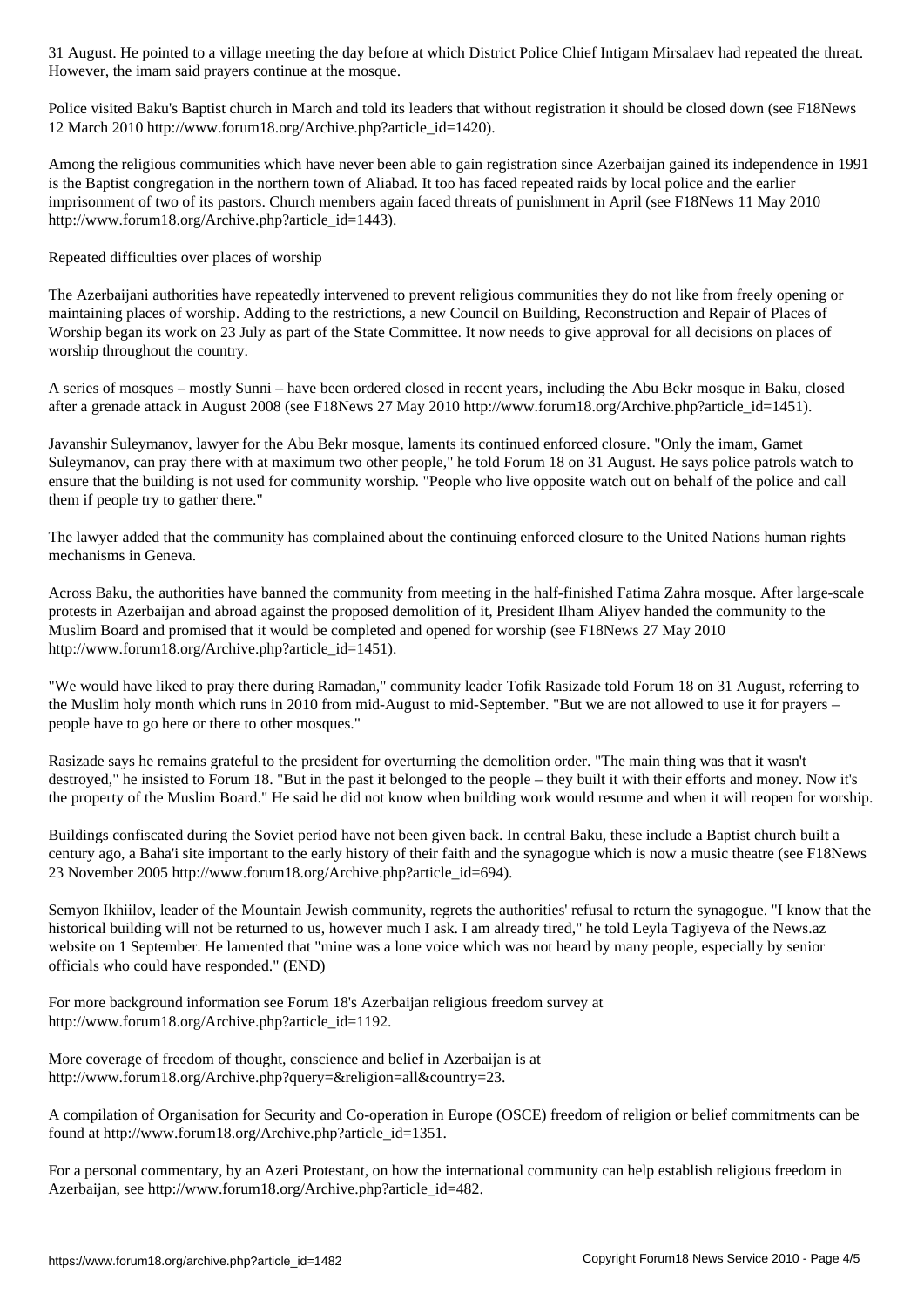31 August. He pointed to a village meeting the day before at which District Police Chief Intigam Mirsalaev had repeated the threat. However, the imam said prayers continue at the mosque.

Police visited Baku's Baptist church in March and told its leaders that without registration it should be closed down (see F18News 12 March 2010 http://www.forum18.org/Archive.php?article_id=1420).

Among the religious communities which have never been able to gain registration since Azerbaijan gained its independence in 1991 is the Baptist congregation in the northern town of Aliabad. It too has faced repeated raids by local police and the earlier imprisonment of two of its pastors. Church members again faced threats of punishment in April (see F18News 11 May 2010 http://www.forum18.org/Archive.php?article_id=1443).

Repeated difficulties over places of worship

The Azerbaijani authorities have repeatedly intervened to prevent religious communities they do not like from freely opening or maintaining places of worship. Adding to the restrictions, a new Council on Building, Reconstruction and Repair of Places of Worship began its work on 23 July as part of the State Committee. It now needs to give approval for all decisions on places of worship throughout the country.

A series of mosques – mostly Sunni – have been ordered closed in recent years, including the Abu Bekr mosque in Baku, closed after a grenade attack in August 2008 (see F18News 27 May 2010 http://www.forum18.org/Archive.php?article_id=1451).

Javanshir Suleymanov, lawyer for the Abu Bekr mosque, laments its continued enforced closure. "Only the imam, Gamet Suleymanov, can pray there with at maximum two other people," he told Forum 18 on 31 August. He says police patrols watch to ensure that the building is not used for community worship. "People who live opposite watch out on behalf of the police and call them if people try to gather there."

The lawyer added that the community has complained about the continuing enforced closure to the United Nations human rights mechanisms in Geneva.

Across Baku, the authorities have banned the community from meeting in the half-finished Fatima Zahra mosque. After large-scale protests in Azerbaijan and abroad against the proposed demolition of it, President Ilham Aliyev handed the community to the Muslim Board and promised that it would be completed and opened for worship (see F18News 27 May 2010 http://www.forum18.org/Archive.php?article_id=1451).

"We would have liked to pray there during Ramadan," community leader Tofik Rasizade told Forum 18 on 31 August, referring to the Muslim holy month which runs in 2010 from mid-August to mid-September. "But we are not allowed to use it for prayers – people have to go here or there to other mosques."

Rasizade says he remains grateful to the president for overturning the demolition order. "The main thing was that it wasn't destroyed," he insisted to Forum 18. "But in the past it belonged to the people – they built it with their efforts and money. Now it's the property of the Muslim Board." He said he did not know when building work would resume and when it will reopen for worship.

Buildings confiscated during the Soviet period have not been given back. In central Baku, these include a Baptist church built a century ago, a Baha'i site important to the early history of their faith and the synagogue which is now a music theatre (see F18News 23 November 2005 http://www.forum18.org/Archive.php?article_id=694).

Semyon Ikhiilov, leader of the Mountain Jewish community, regrets the authorities' refusal to return the synagogue. "I know that the historical building will not be returned to us, however much I ask. I am already tired," he told Leyla Tagiyeva of the News.az website on 1 September. He lamented that "mine was a lone voice which was not heard by many people, especially by senior officials who could have responded." (END)

For more background information see Forum 18's Azerbaijan religious freedom survey at http://www.forum18.org/Archive.php?article_id=1192.

More coverage of freedom of thought, conscience and belief in Azerbaijan is at http://www.forum18.org/Archive.php?query=&religion=all&country=23.

A compilation of Organisation for Security and Co-operation in Europe (OSCE) freedom of religion or belief commitments can be found at http://www.forum18.org/Archive.php?article_id=1351.

For a personal commentary, by an Azeri Protestant, on how the international community can help establish religious freedom in Azerbaijan, see http://www.forum18.org/Archive.php?article_id=482.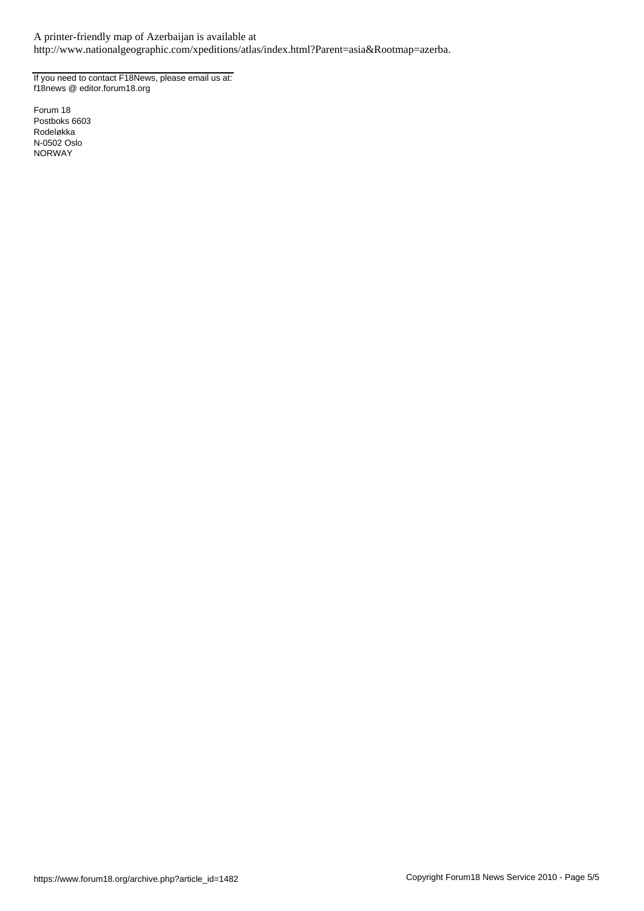A printer-friendly map of Azerbaijan is available at
http://www.nationalgeographic.com/xpeditions/atlas/index.html?Parent=asia&Rootmap=azerba.

---

If you need to contact F18News, please email us at:
f18news @ editor.forum18.org

Forum 18
Postboks 6603
Rodeløkka
N-0502 Oslo
NORWAY